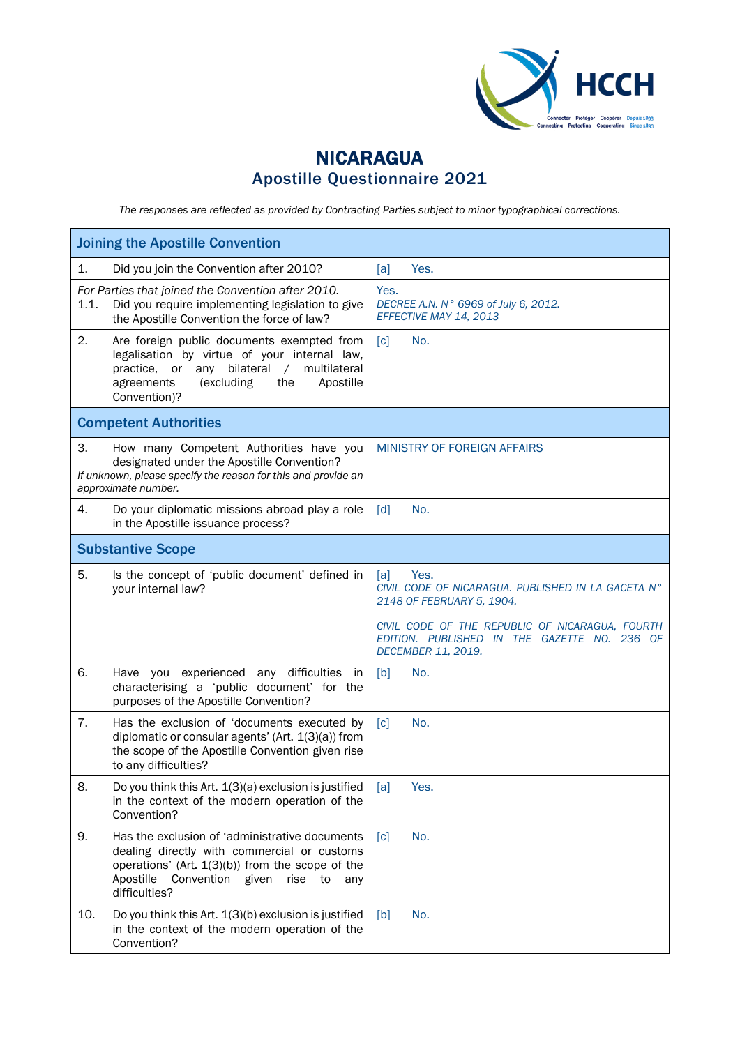# NICARAGUA
## Apostille Questionnaire 2021

*The responses are reflected as provided by Contracting Parties subject to minor typographical corrections.*

| Joining the Apostille Convention | |
|---|---|
| 1. Did you join the Convention after 2010? | [a] Yes. |
| *For Parties that joined the Convention after 2010.* 1.1. Did you require implementing legislation to give the Apostille Convention the force of law? | Yes. *DECREE A.N. N° 6969 of July 6, 2012. EFFECTIVE MAY 14, 2013* |
| 2. Are foreign public documents exempted from legalisation by virtue of your internal law, practice, or any bilateral / multilateral agreements (excluding the Apostille Convention)? | [c] No. |
| **Competent Authorities** | |
| 3. How many Competent Authorities have you designated under the Apostille Convention? *If unknown, please specify the reason for this and provide an approximate number.* | MINISTRY OF FOREIGN AFFAIRS |
| 4. Do your diplomatic missions abroad play a role in the Apostille issuance process? | [d] No. |
| **Substantive Scope** | |
| 5. Is the concept of 'public document' defined in your internal law? | [a] Yes. *CIVIL CODE OF NICARAGUA. PUBLISHED IN LA GACETA N° 2148 OF FEBRUARY 5, 1904.* *CIVIL CODE OF THE REPUBLIC OF NICARAGUA, FOURTH EDITION. PUBLISHED IN THE GAZETTE NO. 236 OF DECEMBER 11, 2019.* |
| 6. Have you experienced any difficulties in characterising a 'public document' for the purposes of the Apostille Convention? | [b] No. |
| 7. Has the exclusion of 'documents executed by diplomatic or consular agents' (Art. 1(3)(a)) from the scope of the Apostille Convention given rise to any difficulties? | [c] No. |
| 8. Do you think this Art. 1(3)(a) exclusion is justified in the context of the modern operation of the Convention? | [a] Yes. |
| 9. Has the exclusion of 'administrative documents dealing directly with commercial or customs operations' (Art. 1(3)(b)) from the scope of the Apostille Convention given rise to any difficulties? | [c] No. |
| 10. Do you think this Art. 1(3)(b) exclusion is justified in the context of the modern operation of the Convention? | [b] No. |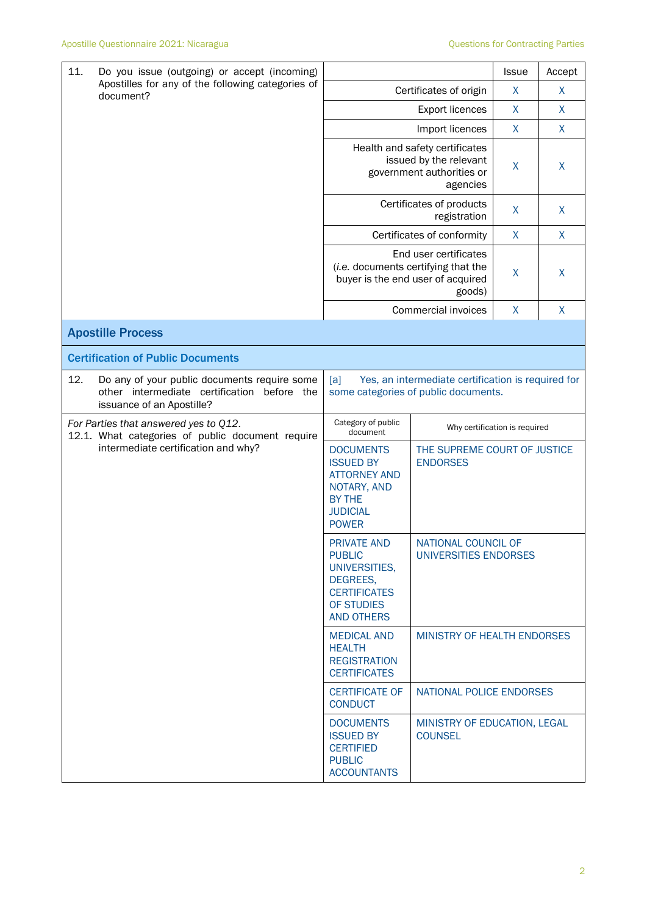| 11. Do you issue (outgoing) or accept (incoming) Apostilles for any of the following categories of document? | | Issue | Accept |
|---|---|---|---|
| | Certificates of origin | X | X |
| | Export licences | X | X |
| | Import licences | X | X |
| | Health and safety certificates issued by the relevant government authorities or agencies | X | X |
| | Certificates of products registration | X | X |
| | Certificates of conformity | X | X |
| | End user certificates (*i.e.* documents certifying that the buyer is the end user of acquired goods) | X | X |
| | Commercial invoices | X | X |

## Apostille Process

### Certification of Public Documents

| 12. Do any of your public documents require some other intermediate certification before the issuance of an Apostille? | [a] Yes, an intermediate certification is required for some categories of public documents. |
|---|---|

| *For Parties that answered yes to Q12.* 12.1. What categories of public document require intermediate certification and why? | Category of public document | Why certification is required |
|---|---|---|
| | DOCUMENTS ISSUED BY ATTORNEY AND NOTARY, AND BY THE JUDICIAL POWER | THE SUPREME COURT OF JUSTICE ENDORSES |
| | PRIVATE AND PUBLIC UNIVERSITIES, DEGREES, CERTIFICATES OF STUDIES AND OTHERS | NATIONAL COUNCIL OF UNIVERSITIES ENDORSES |
| | MEDICAL AND HEALTH REGISTRATION CERTIFICATES | MINISTRY OF HEALTH ENDORSES |
| | CERTIFICATE OF CONDUCT | NATIONAL POLICE ENDORSES |
| | DOCUMENTS ISSUED BY CERTIFIED PUBLIC ACCOUNTANTS | MINISTRY OF EDUCATION, LEGAL COUNSEL |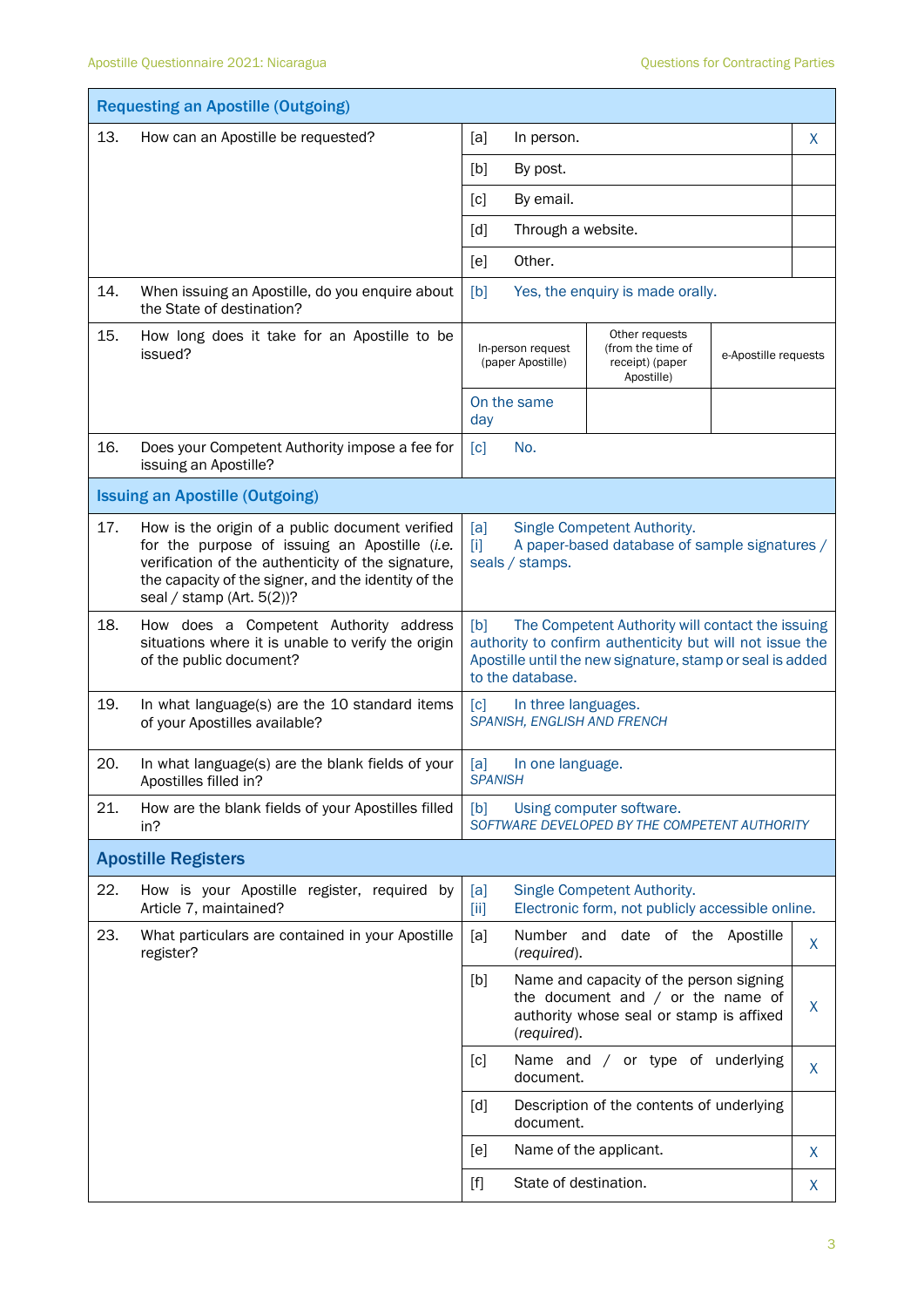| Requesting an Apostille (Outgoing) | | | | |
|---|---|---|---|---|
| 13. How can an Apostille be requested? | [a] In person. | | | X |
| | [b] By post. | | | |
| | [c] By email. | | | |
| | [d] Through a website. | | | |
| | [e] Other. | | | |
| 14. When issuing an Apostille, do you enquire about the State of destination? | [b] Yes, the enquiry is made orally. | | | |
| 15. How long does it take for an Apostille to be issued? | In-person request (paper Apostille) | Other requests (from the time of receipt) (paper Apostille) | e-Apostille requests | |
| | On the same day | | | |
| 16. Does your Competent Authority impose a fee for issuing an Apostille? | [c] No. | | | |
| **Issuing an Apostille (Outgoing)** | | | | |
| 17. How is the origin of a public document verified for the purpose of issuing an Apostille (*i.e.* verification of the authenticity of the signature, the capacity of the signer, and the identity of the seal / stamp (Art. 5(2))? | [a] Single Competent Authority. [i] A paper-based database of sample signatures / seals / stamps. | | | |
| 18. How does a Competent Authority address situations where it is unable to verify the origin of the public document? | [b] The Competent Authority will contact the issuing authority to confirm authenticity but will not issue the Apostille until the new signature, stamp or seal is added to the database. | | | |
| 19. In what language(s) are the 10 standard items of your Apostilles available? | [c] In three languages. *SPANISH, ENGLISH AND FRENCH* | | | |
| 20. In what language(s) are the blank fields of your Apostilles filled in? | [a] In one language. *SPANISH* | | | |
| 21. How are the blank fields of your Apostilles filled in? | [b] Using computer software. *SOFTWARE DEVELOPED BY THE COMPETENT AUTHORITY* | | | |
| **Apostille Registers** | | | | |
| 22. How is your Apostille register, required by Article 7, maintained? | [a] Single Competent Authority. [ii] Electronic form, not publicly accessible online. | | | |
| 23. What particulars are contained in your Apostille register? | [a] Number and date of the Apostille (*required*). | | | X |
| | [b] Name and capacity of the person signing the document and / or the name of authority whose seal or stamp is affixed (*required*). | | | X |
| | [c] Name and / or type of underlying document. | | | X |
| | [d] Description of the contents of underlying document. | | | |
| | [e] Name of the applicant. | | | X |
| | [f] State of destination. | | | X |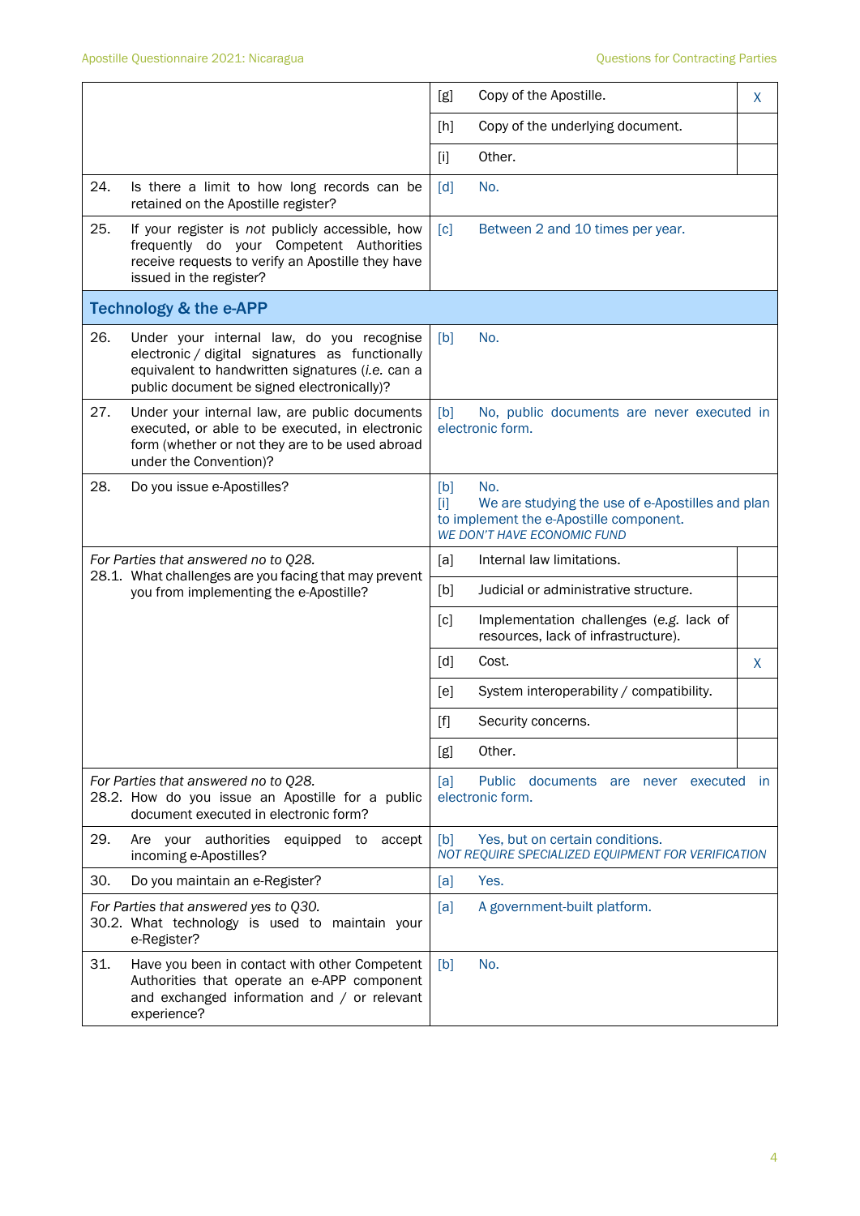| Question | Answer | |
|---|---|---|
| | [g] Copy of the Apostille. | X |
| | [h] Copy of the underlying document. | |
| | [i] Other. | |
| 24. Is there a limit to how long records can be retained on the Apostille register? | [d] No. | |
| 25. If your register is *not* publicly accessible, how frequently do your Competent Authorities receive requests to verify an Apostille they have issued in the register? | [c] Between 2 and 10 times per year. | |
| **Technology & the e-APP** | | |
| 26. Under your internal law, do you recognise electronic / digital signatures as functionally equivalent to handwritten signatures (*i.e.* can a public document be signed electronically)? | [b] No. | |
| 27. Under your internal law, are public documents executed, or able to be executed, in electronic form (whether or not they are to be used abroad under the Convention)? | [b] No, public documents are never executed in electronic form. | |
| 28. Do you issue e-Apostilles? | [b] No.<br>[i] We are studying the use of e-Apostilles and plan to implement the e-Apostille component.<br>*WE DON'T HAVE ECONOMIC FUND* | |
| *For Parties that answered no to Q28.*<br>28.1. What challenges are you facing that may prevent you from implementing the e-Apostille? | [a] Internal law limitations. | |
| | [b] Judicial or administrative structure. | |
| | [c] Implementation challenges (*e.g.* lack of resources, lack of infrastructure). | |
| | [d] Cost. | X |
| | [e] System interoperability / compatibility. | |
| | [f] Security concerns. | |
| | [g] Other. | |
| *For Parties that answered no to Q28.*<br>28.2. How do you issue an Apostille for a public document executed in electronic form? | [a] Public documents are never executed in electronic form. | |
| 29. Are your authorities equipped to accept incoming e-Apostilles? | [b] Yes, but on certain conditions.<br>*NOT REQUIRE SPECIALIZED EQUIPMENT FOR VERIFICATION* | |
| 30. Do you maintain an e-Register? | [a] Yes. | |
| *For Parties that answered yes to Q30.*<br>30.2. What technology is used to maintain your e-Register? | [a] A government-built platform. | |
| 31. Have you been in contact with other Competent Authorities that operate an e-APP component and exchanged information and / or relevant experience? | [b] No. | |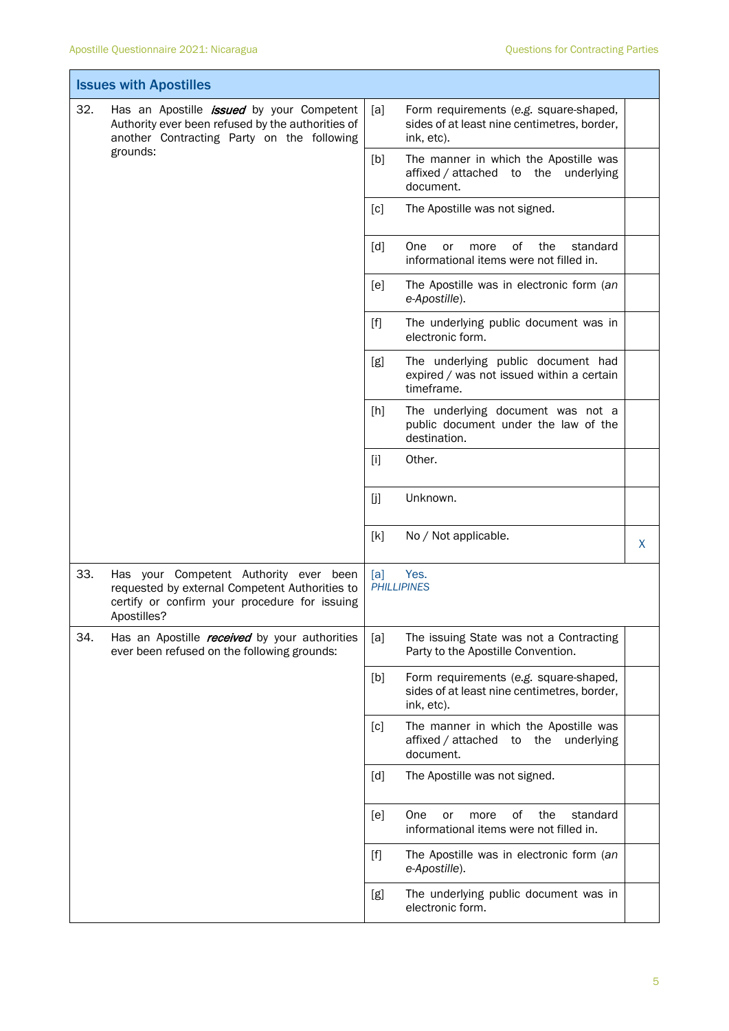## Issues with Apostilles

| | Question | | Answer | |
|---|---|---|---|---|
| 32. | Has an Apostille ***issued*** by your Competent Authority ever been refused by the authorities of another Contracting Party on the following grounds: | [a] | Form requirements (e.g. square-shaped, sides of at least nine centimetres, border, ink, etc). | |
| | | [b] | The manner in which the Apostille was affixed / attached to the underlying document. | |
| | | [c] | The Apostille was not signed. | |
| | | [d] | One or more of the standard informational items were not filled in. | |
| | | [e] | The Apostille was in electronic form (*an e-Apostille*). | |
| | | [f] | The underlying public document was in electronic form. | |
| | | [g] | The underlying public document had expired / was not issued within a certain timeframe. | |
| | | [h] | The underlying document was not a public document under the law of the destination. | |
| | | [i] | Other. | |
| | | [j] | Unknown. | |
| | | [k] | No / Not applicable. | X |
| 33. | Has your Competent Authority ever been requested by external Competent Authorities to certify or confirm your procedure for issuing Apostilles? | [a] | Yes. *PHILLIPINES* | |
| 34. | Has an Apostille ***received*** by your authorities ever been refused on the following grounds: | [a] | The issuing State was not a Contracting Party to the Apostille Convention. | |
| | | [b] | Form requirements (e.g. square-shaped, sides of at least nine centimetres, border, ink, etc). | |
| | | [c] | The manner in which the Apostille was affixed / attached to the underlying document. | |
| | | [d] | The Apostille was not signed. | |
| | | [e] | One or more of the standard informational items were not filled in. | |
| | | [f] | The Apostille was in electronic form (*an e-Apostille*). | |
| | | [g] | The underlying public document was in electronic form. | |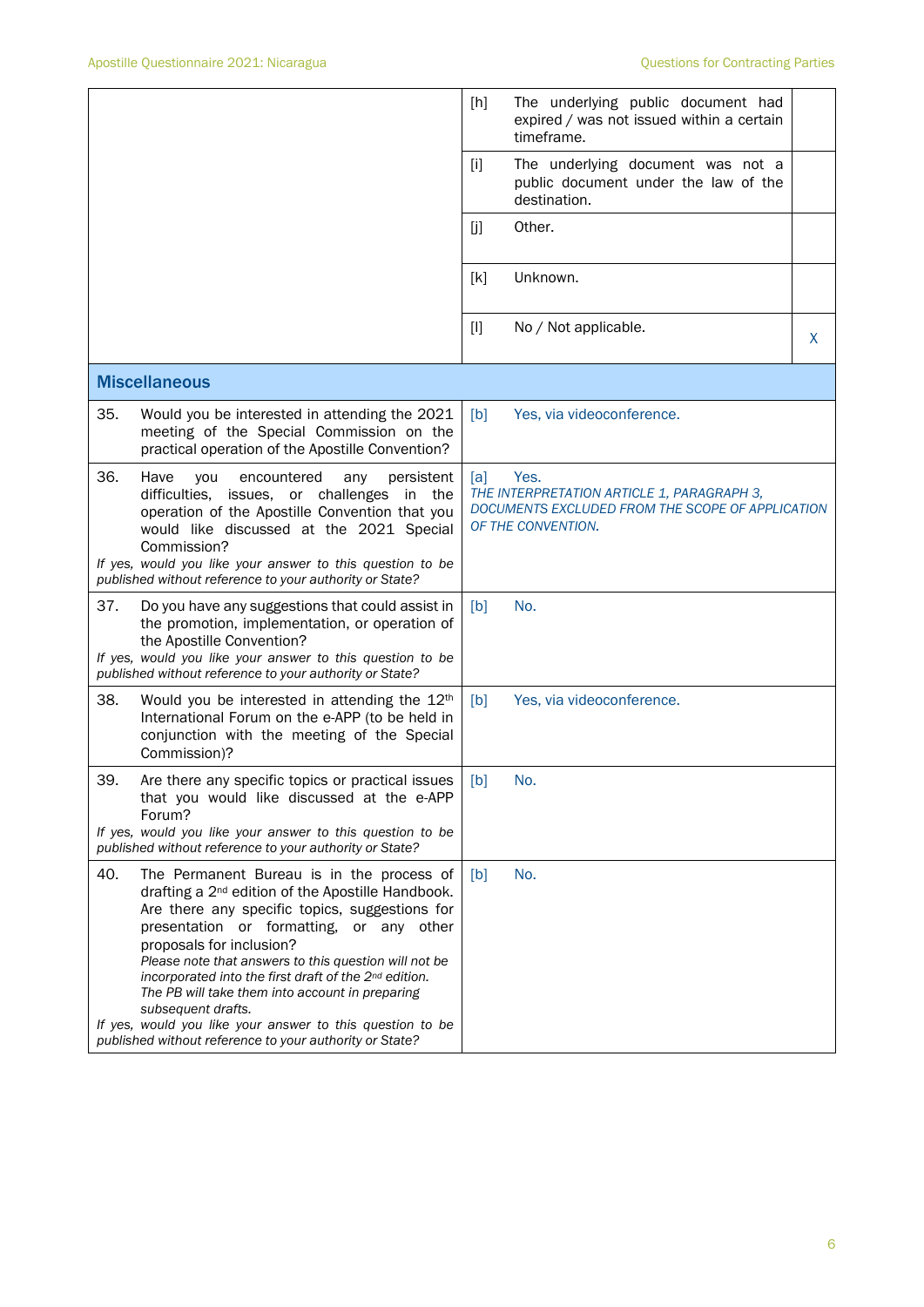| | | | |
|---|---|---|---|
| | [h] | The underlying public document had expired / was not issued within a certain timeframe. | |
| | [i] | The underlying document was not a public document under the law of the destination. | |
| | [j] | Other. | |
| | [k] | Unknown. | |
| | [l] | No / Not applicable. | X |

## Miscellaneous

| | |
|---|---|
| 35. Would you be interested in attending the 2021 meeting of the Special Commission on the practical operation of the Apostille Convention? | [b] Yes, via videoconference. |
| 36. Have you encountered any persistent difficulties, issues, or challenges in the operation of the Apostille Convention that you would like discussed at the 2021 Special Commission? *If yes, would you like your answer to this question to be published without reference to your authority or State?* | [a] Yes. *THE INTERPRETATION ARTICLE 1, PARAGRAPH 3, DOCUMENTS EXCLUDED FROM THE SCOPE OF APPLICATION OF THE CONVENTION.* |
| 37. Do you have any suggestions that could assist in the promotion, implementation, or operation of the Apostille Convention? *If yes, would you like your answer to this question to be published without reference to your authority or State?* | [b] No. |
| 38. Would you be interested in attending the 12th International Forum on the e-APP (to be held in conjunction with the meeting of the Special Commission)? | [b] Yes, via videoconference. |
| 39. Are there any specific topics or practical issues that you would like discussed at the e-APP Forum? *If yes, would you like your answer to this question to be published without reference to your authority or State?* | [b] No. |
| 40. The Permanent Bureau is in the process of drafting a 2nd edition of the Apostille Handbook. Are there any specific topics, suggestions for presentation or formatting, or any other proposals for inclusion? *Please note that answers to this question will not be incorporated into the first draft of the 2nd edition. The PB will take them into account in preparing subsequent drafts.* *If yes, would you like your answer to this question to be published without reference to your authority or State?* | [b] No. |